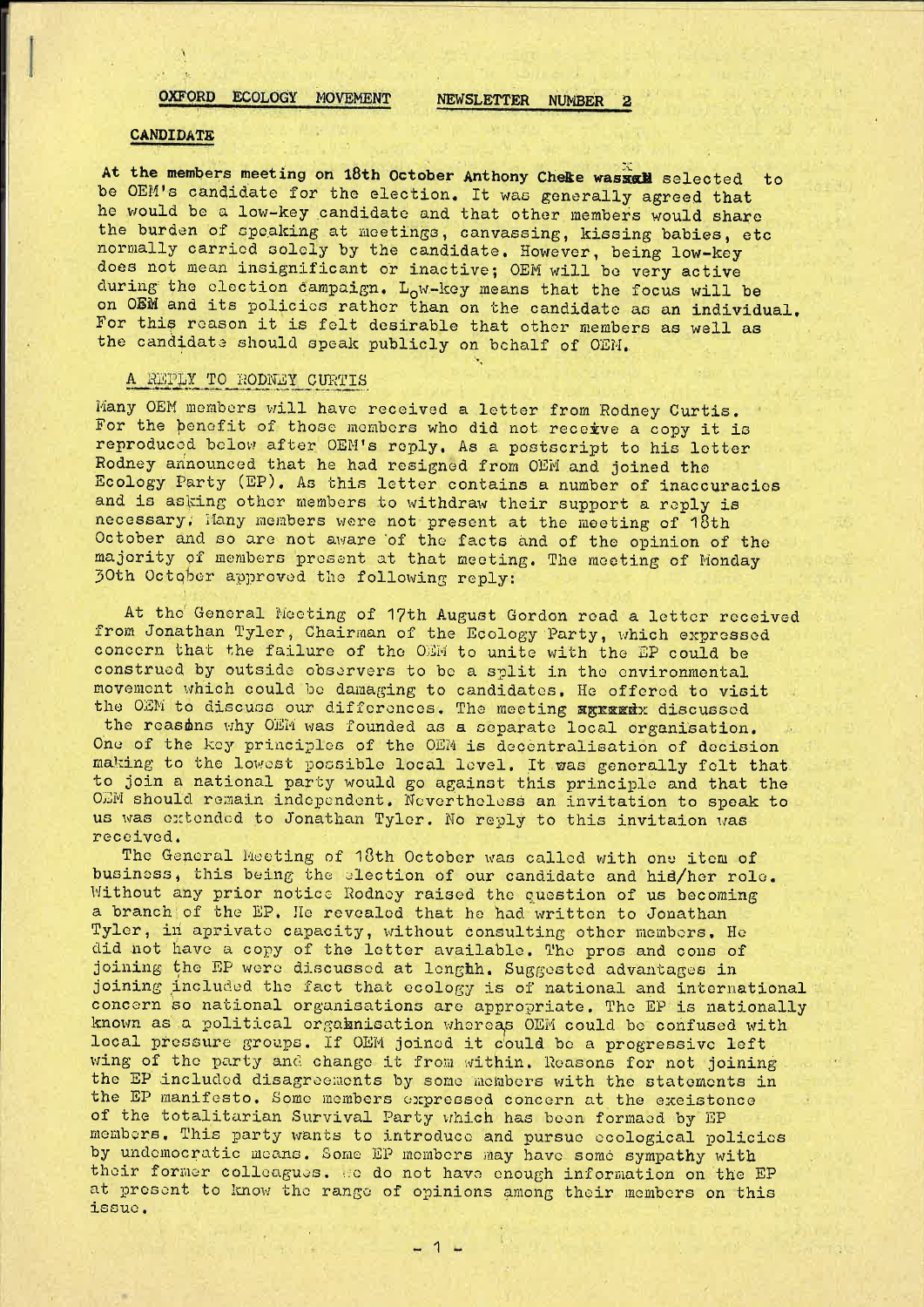**OXFORD ECOLOGY MOVEMENT** **NEWSLETTER NUMBER 2**

## CANDIDATE

At the members meeting on 18th October Anthony Cheke was selected to be OEM's candidate for the election. It was generally agreed that he would be a low-key candidate and that other members would share the burden of speaking at meetings, canvassing, kissing babies, etc normally carried solely by the candidate. However, being low-key does not mean insignificant or inactive; OEM will be very active during the election campaign. Low-key means that the focus will be on OEM and its policies rather than on the candidate as an individual. For this reason it is felt desirable that other members as well as the candidate should speak publicly on behalf of OEM.

## A REPLY TO RODNEY CURTIS

Many OEM members will have received a letter from Rodney Curtis. For the benefit of those members who did not receive a copy it is reproduced below after OEM's reply. As a postscript to his letter Rodney announced that he had resigned from OEM and joined the Ecology Party (EP). As this letter contains a number of inaccuracies and is asking other members to withdraw their support a reply is necessary. Many members were not present at the meeting of 18th October and so are not aware of the facts and of the opinion of the majority of members present at that meeting. The meeting of Monday 30th October approved the following reply:

At the General Meeting of 17th August Gordon read a letter received from Jonathan Tyler, Chairman of the Ecology Party, which expressed concern that the failure of the OEM to unite with the EP could be construed by outside observers to be a split in the environmental movement which could be damaging to candidates. He offered to visit the OEM to discuss our differences. The meeting discussed the reasons why OEM was founded as a separate local organisation. One of the key principles of the OEM is decentralisation of decision making to the lowest possible local level. It was generally felt that to join a national party would go against this principle and that the OEM should remain independent. Nevertheless an invitation to speak to us was extended to Jonathan Tyler. No reply to this invitaion was received.

The General Meeting of 18th October was called with one item of business, this being the election of our candidate and his/her role. Without any prior notice Rodney raised the question of us becoming a branch of the EP. He revealed that he had written to Jonathan Tyler, in a private capacity, without consulting other members. He did not have a copy of the letter available. The pros and cons of joining the EP were discussed at length. Suggested advantages in joining included the fact that ecology is of national and international concern so national organisations are appropriate. The EP is nationally known as a political organisation whereas OEM could be confused with local pressure groups. If OEM joined it could be a progressive left wing of the party and change it from within. Reasons for not joining the EP included disagreements by some members with the statements in the EP manifesto. Some members expressed concern at the exeistence of the totalitarian Survival Party which has been formaed by EP members. This party wants to introduce and pursue ecological policies by undemocratic means. Some EP members may have some sympathy with their former colleagues. We do not have enough information on the EP at present to know the range of opinions among their members on this issue.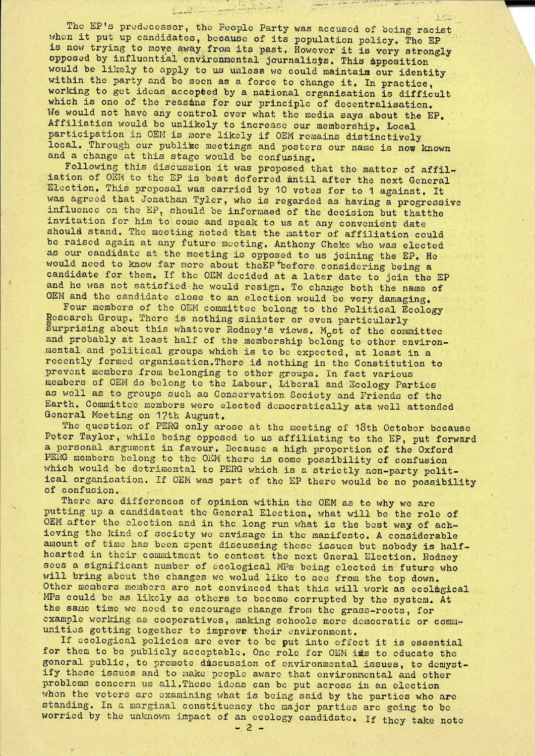The EP's predecessor, the People Party was accused of being racist when it put up candidates, because of its population policy. The EP is now trying to move away from its past. However it is very strongly opposed by influential environmental journalists. This opposition would be likely to apply to us unless we could maintain our identity within the party and be seen as a force to change it. In practice, working to get ideas accepted by a national organisation is difficult which is one of the reasons for our principle of decentralisation. We would not have any control over what the media says about the EP. Affiliation would be unlikely to increase our membership. Local participation in OEM is more likely if OEM remains distinctively local. Through our public meetings and posters our name is now known and a change at this stage would be confusing.

Following this discussion it was proposed that the matter of affiliation of OEM to the EP is best deferred until after the next General Election. This proposal was carried by 10 votes for to 1 against. It was agreed that Jonathan Tyler, who is regarded as having a progressive influence on the EP, should be informaed of the decision but thatthe invitation for him to come and speak to us at any convenient date should stand. The meeting noted that the matter of affiliation could be raised again at any future meeting. Anthony Cheke who was elected as our candidate at the meeting is opposed to us joining the EP. He would need to know far more about theEP before considering being a candidate for them. If the OEM decided at a later date to join the EP and he was not satisfied he would resign. To change both the name of OEM and the candidate close to an election would be very damaging.

Four members of the OEM committee belong to the Political Ecology Research Group. There is nothing sinister or even particularly surprising about this whatever Rodney's views. Most of the committee and probably at least half of the membership belong to other environmental and political groups which is to be expected, at least in a recently formed organisation.There is nothing in the Constitution to prevent members from belonging to other groups. In fact various members of OEM do belong to the Labour, Liberal and Ecology Parties as well as to groups such as Conservation Society and Friends of the Earth. Committee members were elected democratically ata well attended General Meeting on 17th August.

The question of PERG only arose at the meeting of 18th October because Peter Taylor, while being opposed to us affiliating to the EP, put forward a personal argument in favour. Because a high proportion of the Oxford PERG members belong to the OEM there is some possibility of confusion which would be detrimental to PERG which is a strictly non-party political organisation. If OEM was part of the EP there would be no possibility of confusion.

There are differences of opinion within the OEM as to why we are putting up a candidateat the General Election, what will be the role of OEM after the election and in the long run what is the best way of achieving the kind of society we envisage in the manifesto. A considerable amount of time has been spent discussing these issues but nobody is half-hearted in their commitment to contest the next Gneral Election. Rodney sees a significant number of ecological MPs being elected in future who will bring about the changes we wolud like to see from the top down. Other members members are not convinced that this will work as ecological MPs could be as likely as others to become corrupted by the system. At the same time we need to encourage change from the grass-roots, for example working as cooperatives, making schools more democratic or communities getting together to improve their environment.

If ecological policies are ever to be put into effect it is essential for them to be publicly acceptable. One role for OEM is to educate the general public, to promote discussion of environmental issues, to demystify these issues and to make people aware that environmental and other problems concern us all.These ideas can be put across in an election when the voters are examining what is being said by the parties who are standing. In a marginal constituency the major parties are going to be worried by the unknown impact of an ecology candidate. If they take note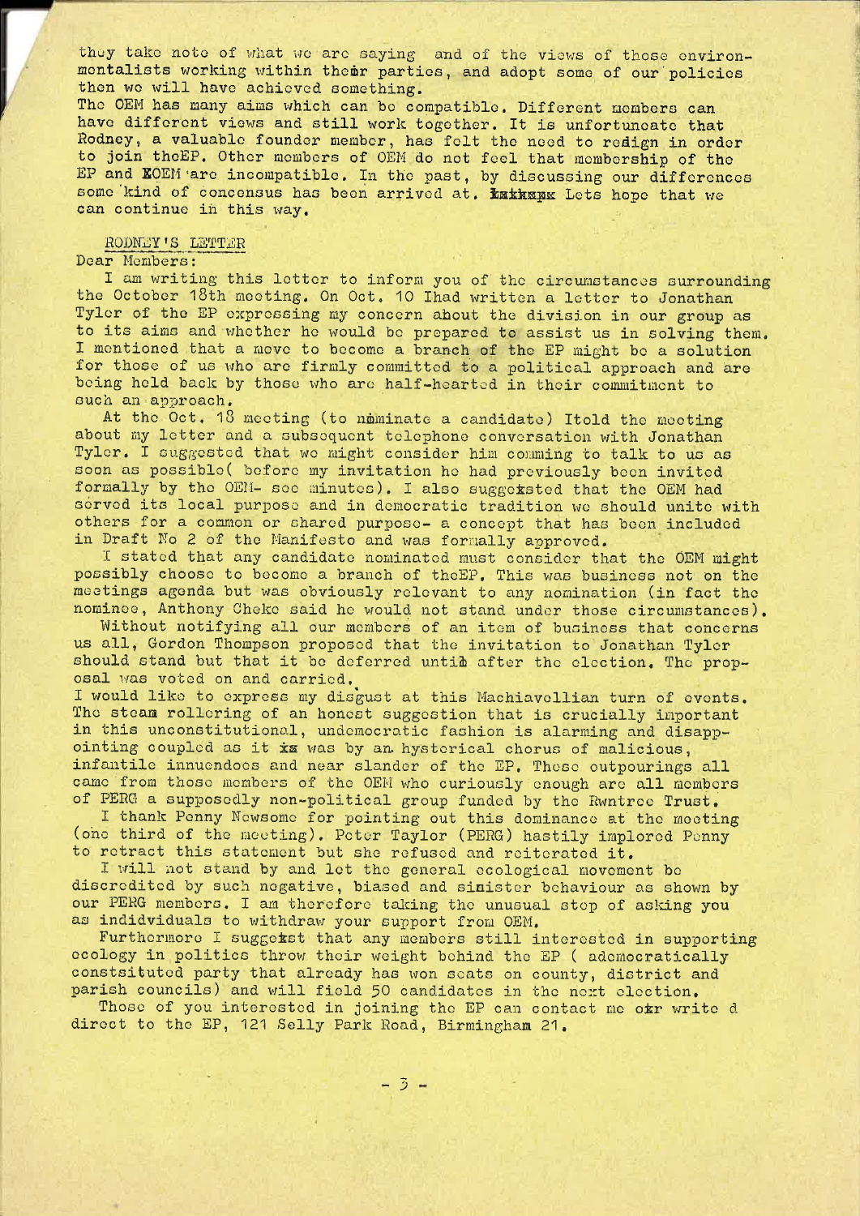they take note of what we are saying and of the views of those environmentalists working within their parties, and adopt some of our policies then we will have achieved something.
The OEM has many aims which can be compatible. Different members can have different views and still work together. It is unfortunate that Rodney, a valuable founder member, has felt the need to resign in order to join theEP. Other members of OEM do not feel that membership of the EP and OEM are incompatible. In the past, by discussing our differences some kind of concensus has been arrived at. Lets hope that we can continue in this way.

RODNEY'S LETTER

Dear Members:

I am writing this letter to inform you of the circumstances surrounding the October 18th meeting. On Oct. 10 Ihad written a letter to Jonathan Tyler of the EP expressing my concern about the division in our group as to its aims and whether he would be prepared to assist us in solving them. I mentioned that a move to become a branch of the EP might be a solution for those of us who are firmly committed to a political approach and are being held back by those who are half-hearted in their commitment to such an approach.

At the Oct. 18 meeting (to nominate a candidate) Itold the meeting about my letter and a subsequent telephone conversation with Jonathan Tyler. I suggested that we might consider him comming to talk to us as soon as possible( before my invitation he had previously been invited formally by the OEM- see minutes). I also suggested that the OEM had served its local purpose and in democratic tradition we should unite with others for a common or shared purpose- a concept that has been included in Draft No 2 of the Manifesto and was formally approved.

I stated that any candidate nominated must consider that the OEM might possibly choose to become a branch of theEP. This was business not on the meetings agenda but was obviously relevant to any nomination (in fact the nominee, Anthony Cheke said he would not stand under those circumstances).

Without notifying all our members of an item of business that concerns us all, Gordon Thompson proposed that the invitation to Jonathan Tyler should stand but that it be deferred until after the election. The proposal was voted on and carried.

I would like to express my disgust at this Machiavellian turn of events. The steam rollering of an honest suggestion that is crucially important in this unconstitutional, undemocratic fashion is alarming and disappointing coupled as it was by an hysterical chorus of malicious, infantile innuendoes and near slander of the EP. These outpourings all came from those members of the OEM who curiously enough are all members of PERG a supposedly non-political group funded by the Rwntree Trust.

I thank Penny Newsome for pointing out this dominance at the meeting (one third of the meeting). Peter Taylor (PERG) hastily implored Penny to retract this statement but she refused and reiterated it.

I will not stand by and let the general ecological movement be discredited by such negative, biased and sinister behaviour as shown by our PERG members. I am therefore taking the unusual step of asking you as indidviduals to withdraw your support from OEM.

Furthermore I suggest that any members still interested in supporting ecology in politics throw their weight behind the EP ( ademocratically constsituted party that already has won seats on county, district and parish councils) and will field 50 candidates in the next election.

Those of you interested in joining the EP can contact me or write d direct to the EP, 121 Selly Park Road, Birmingham 21.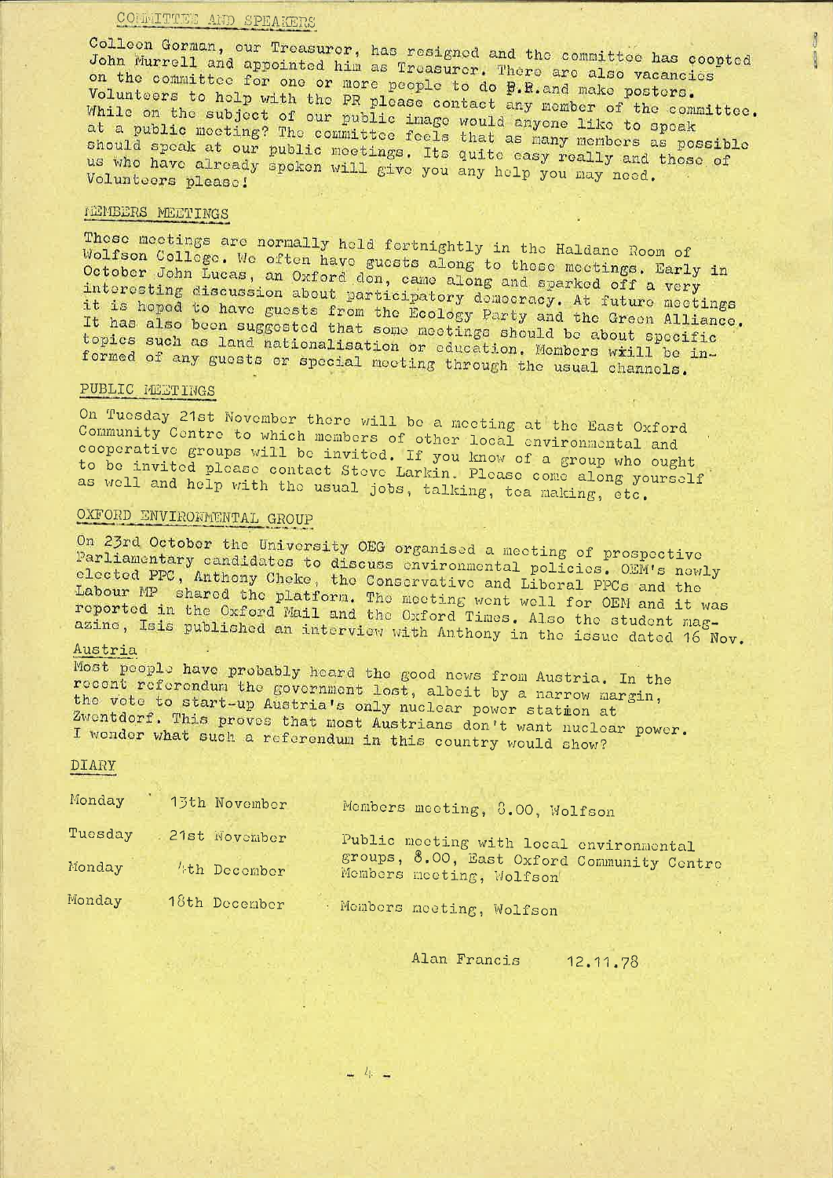## COMMITTEE AND SPEAKERS

Colleen Gorman, our Treasurer, has resigned and the committee has coopted John Murrell and appointed him as Treasurer. There are also vacancies on the committee for one or more people to do P.R.and make posters. Volunteers to help with the PR please contact any member of the committee. While on the subject of our public image would anyone like to speak at a public meeting? The committee feels that as many members as possible should speak at our public meetings. Its quite easy really and those of us who have already spoken will give you any help you may need. Volunteers please!

## MEMBERS MEETINGS

These meetings are normally held fortnightly in the Haldane Room of Wolfson College. We often have guests along to these meetings. Early in October John Lucas, an Oxford don, came along and sparked off a very interesting discussion about participatory democracy. At future meetings it is hoped to have guests from the Ecology Party and the Green Alliance. It has also been suggested that some meetings should be about specific topics such as land nationalisation or education. Members wiill be informed of any guests or special meeting through the usual channels.

## PUBLIC MEETINGS

On Tuesday 21st November there will be a meeting at the East Oxford Community Centre to which members of other local environmental and cooperative groups will be invited. If you know of a group who ought to be invited please contact Steve Larkin. Please come along yourself as well and help with the usual jobs, talking, tea making, etc.

## OXFORD ENVIRONMENTAL GROUP

On 23rd October the University OEG organised a meeting of prospective Parliamentary candidates to discuss environmental policies. OEM's newly elected PPC, Anthony Cheke, the Conservative and Liberal PPCs and the Labour MP shared the platform. The meeting went well for OEM and it was reported in the Oxford Mail and the Oxford Times. Also the student magazine, Isis published an interview with Anthony in the issue dated 16 Nov.

### Austria

Most people have probably heard the good news from Austria. In the recent referendum the government lost, albeit by a narrow margin, the vote to start-up Austria's only nuclear power station at Zwentdorf. This proves that most Austrians don't want nuclear power. I wonder what such a referendum in this country would show?

## DIARY

| | | |
|---|---|---|
| Monday | 13th November | Members meeting, 8.00, Wolfson |
| Tuesday | 21st November | Public meeting with local environmental groups, 8.00, East Oxford Community Centre |
| Monday | 4th December | Members meeting, Wolfson |
| Monday | 18th December | Members meeting, Wolfson |

Alan Francis 12.11.78